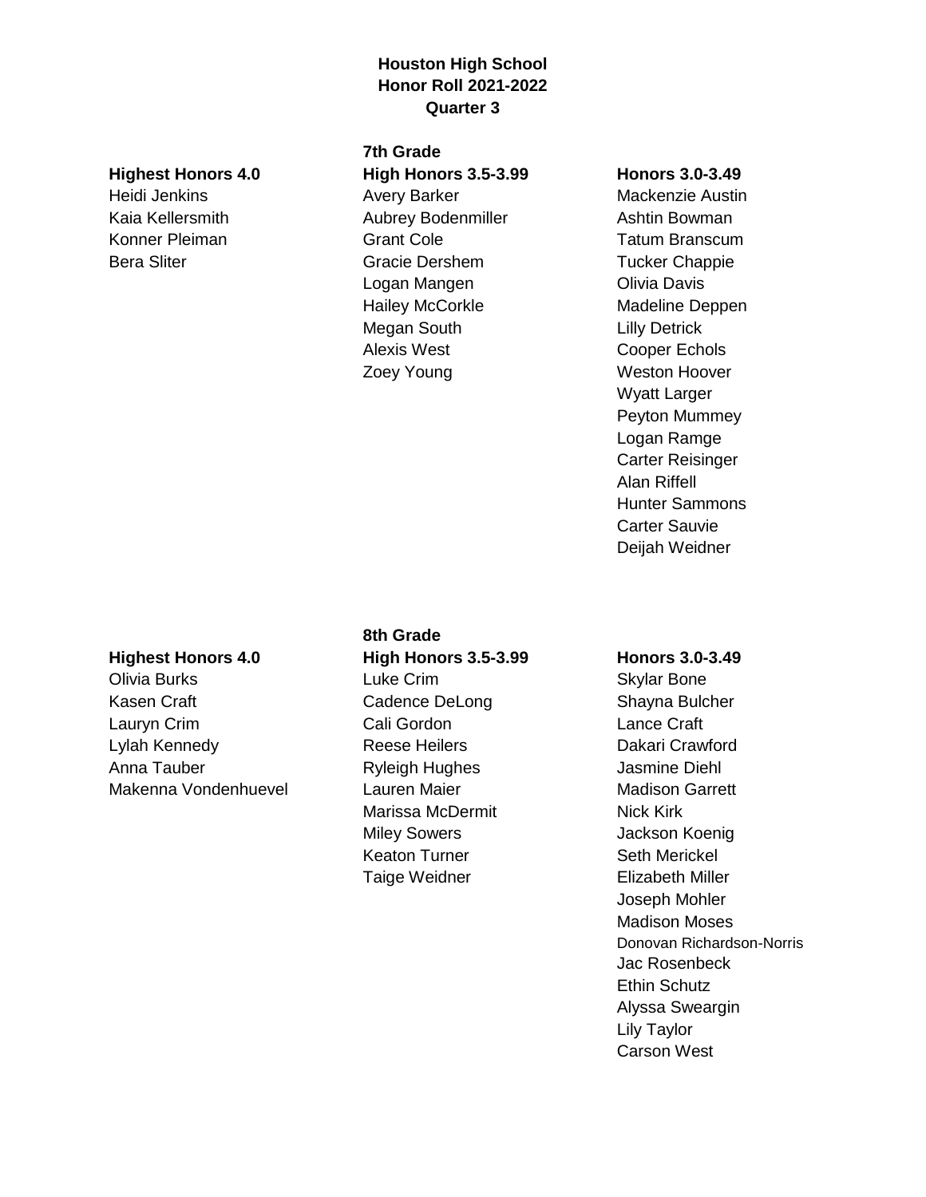# Houston High School
## Honor Roll 2021-2022
## Quarter 3

### 7th Grade

**Highest Honors 4.0**

Heidi Jenkins
Kaia Kellersmith
Konner Pleiman
Bera Sliter

**High Honors 3.5-3.99**

Avery Barker
Aubrey Bodenmiller
Grant Cole
Gracie Dershem
Logan Mangen
Hailey McCorkle
Megan South
Alexis West
Zoey Young

**Honors 3.0-3.49**

Mackenzie Austin
Ashtin Bowman
Tatum Branscum
Tucker Chappie
Olivia Davis
Madeline Deppen
Lilly Detrick
Cooper Echols
Weston Hoover
Wyatt Larger
Peyton Mummey
Logan Ramge
Carter Reisinger
Alan Riffell
Hunter Sammons
Carter Sauvie
Deijah Weidner

### 8th Grade

**Highest Honors 4.0**

Olivia Burks
Kasen Craft
Lauryn Crim
Lylah Kennedy
Anna Tauber
Makenna Vondenhuevel

**High Honors 3.5-3.99**

Luke Crim
Cadence DeLong
Cali Gordon
Reese Heilers
Ryleigh Hughes
Lauren Maier
Marissa McDermit
Miley Sowers
Keaton Turner
Taige Weidner

**Honors 3.0-3.49**

Skylar Bone
Shayna Bulcher
Lance Craft
Dakari Crawford
Jasmine Diehl
Madison Garrett
Nick Kirk
Jackson Koenig
Seth Merickel
Elizabeth Miller
Joseph Mohler
Madison Moses
Donovan Richardson-Norris
Jac Rosenbeck
Ethin Schutz
Alyssa Sweargin
Lily Taylor
Carson West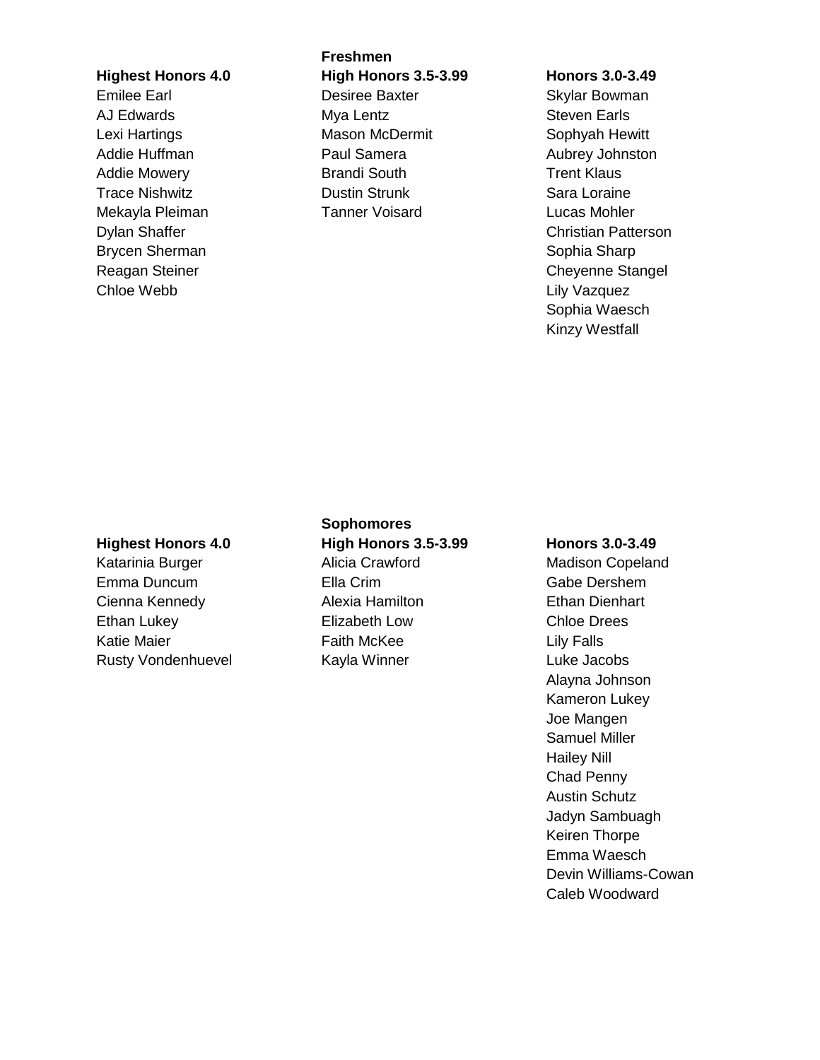## Freshmen

**Highest Honors 4.0**

Emilee Earl
AJ Edwards
Lexi Hartings
Addie Huffman
Addie Mowery
Trace Nishwitz
Mekayla Pleiman
Dylan Shaffer
Brycen Sherman
Reagan Steiner
Chloe Webb

**High Honors 3.5-3.99**

Desiree Baxter
Mya Lentz
Mason McDermit
Paul Samera
Brandi South
Dustin Strunk
Tanner Voisard

**Honors 3.0-3.49**

Skylar Bowman
Steven Earls
Sophyah Hewitt
Aubrey Johnston
Trent Klaus
Sara Loraine
Lucas Mohler
Christian Patterson
Sophia Sharp
Cheyenne Stangel
Lily Vazquez
Sophia Waesch
Kinzy Westfall

## Sophomores

**Highest Honors 4.0**

Katarinia Burger
Emma Duncum
Cienna Kennedy
Ethan Lukey
Katie Maier
Rusty Vondenhuevel

**High Honors 3.5-3.99**

Alicia Crawford
Ella Crim
Alexia Hamilton
Elizabeth Low
Faith McKee
Kayla Winner

**Honors 3.0-3.49**

Madison Copeland
Gabe Dershem
Ethan Dienhart
Chloe Drees
Lily Falls
Luke Jacobs
Alayna Johnson
Kameron Lukey
Joe Mangen
Samuel Miller
Hailey Nill
Chad Penny
Austin Schutz
Jadyn Sambuagh
Keiren Thorpe
Emma Waesch
Devin Williams-Cowan
Caleb Woodward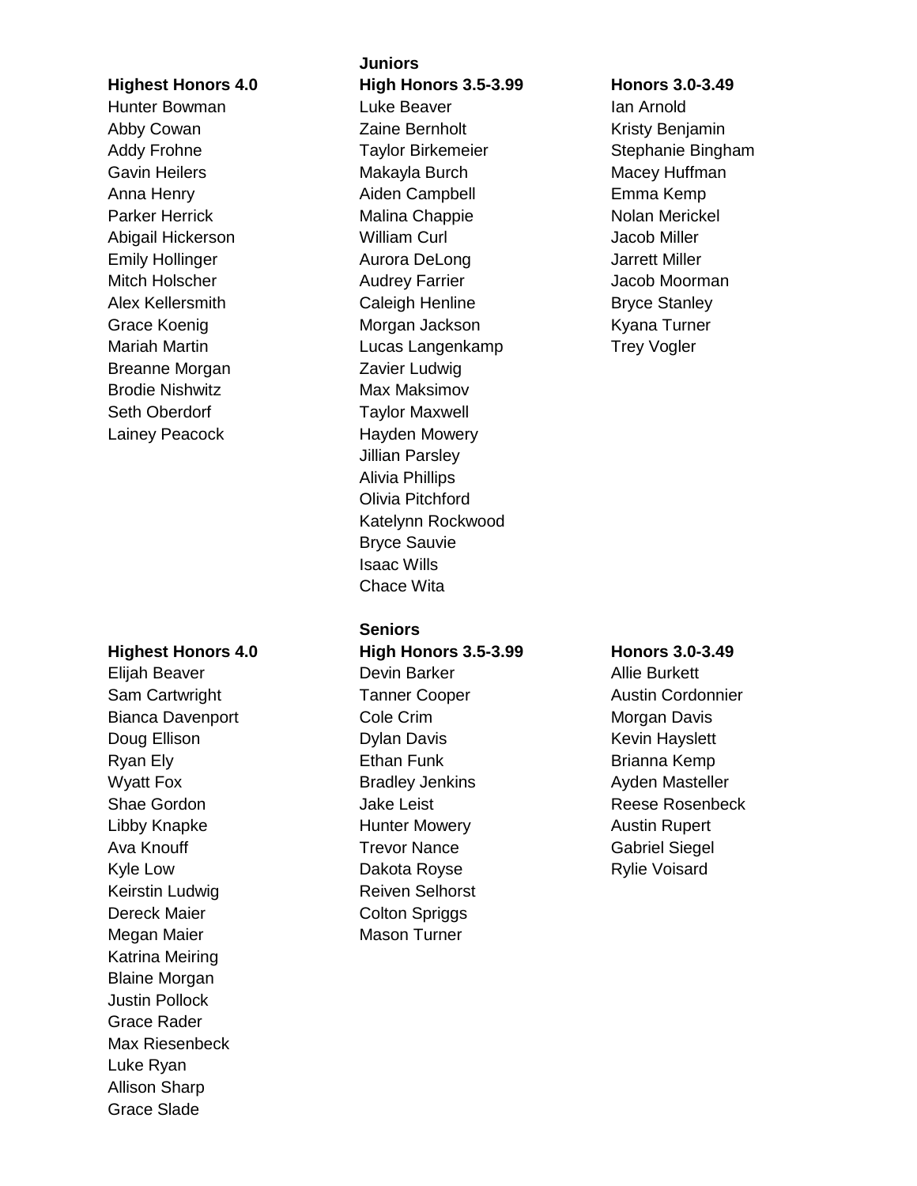## Juniors

**Highest Honors 4.0**

Hunter Bowman
Abby Cowan
Addy Frohne
Gavin Heilers
Anna Henry
Parker Herrick
Abigail Hickerson
Emily Hollinger
Mitch Holscher
Alex Kellersmith
Grace Koenig
Mariah Martin
Breanne Morgan
Brodie Nishwitz
Seth Oberdorf
Lainey Peacock

**High Honors 3.5-3.99**

Luke Beaver
Zaine Bernholt
Taylor Birkemeier
Makayla Burch
Aiden Campbell
Malina Chappie
William Curl
Aurora DeLong
Audrey Farrier
Caleigh Henline
Morgan Jackson
Lucas Langenkamp
Zavier Ludwig
Max Maksimov
Taylor Maxwell
Hayden Mowery
Jillian Parsley
Alivia Phillips
Olivia Pitchford
Katelynn Rockwood
Bryce Sauvie
Isaac Wills
Chace Wita

**Honors 3.0-3.49**

Ian Arnold
Kristy Benjamin
Stephanie Bingham
Macey Huffman
Emma Kemp
Nolan Merickel
Jacob Miller
Jarrett Miller
Jacob Moorman
Bryce Stanley
Kyana Turner
Trey Vogler

## Seniors

**Highest Honors 4.0**

Elijah Beaver
Sam Cartwright
Bianca Davenport
Doug Ellison
Ryan Ely
Wyatt Fox
Shae Gordon
Libby Knapke
Ava Knouff
Kyle Low
Keirstin Ludwig
Dereck Maier
Megan Maier
Katrina Meiring
Blaine Morgan
Justin Pollock
Grace Rader
Max Riesenbeck
Luke Ryan
Allison Sharp
Grace Slade

**High Honors 3.5-3.99**

Devin Barker
Tanner Cooper
Cole Crim
Dylan Davis
Ethan Funk
Bradley Jenkins
Jake Leist
Hunter Mowery
Trevor Nance
Dakota Royse
Reiven Selhorst
Colton Spriggs
Mason Turner

**Honors 3.0-3.49**

Allie Burkett
Austin Cordonnier
Morgan Davis
Kevin Hayslett
Brianna Kemp
Ayden Masteller
Reese Rosenbeck
Austin Rupert
Gabriel Siegel
Rylie Voisard